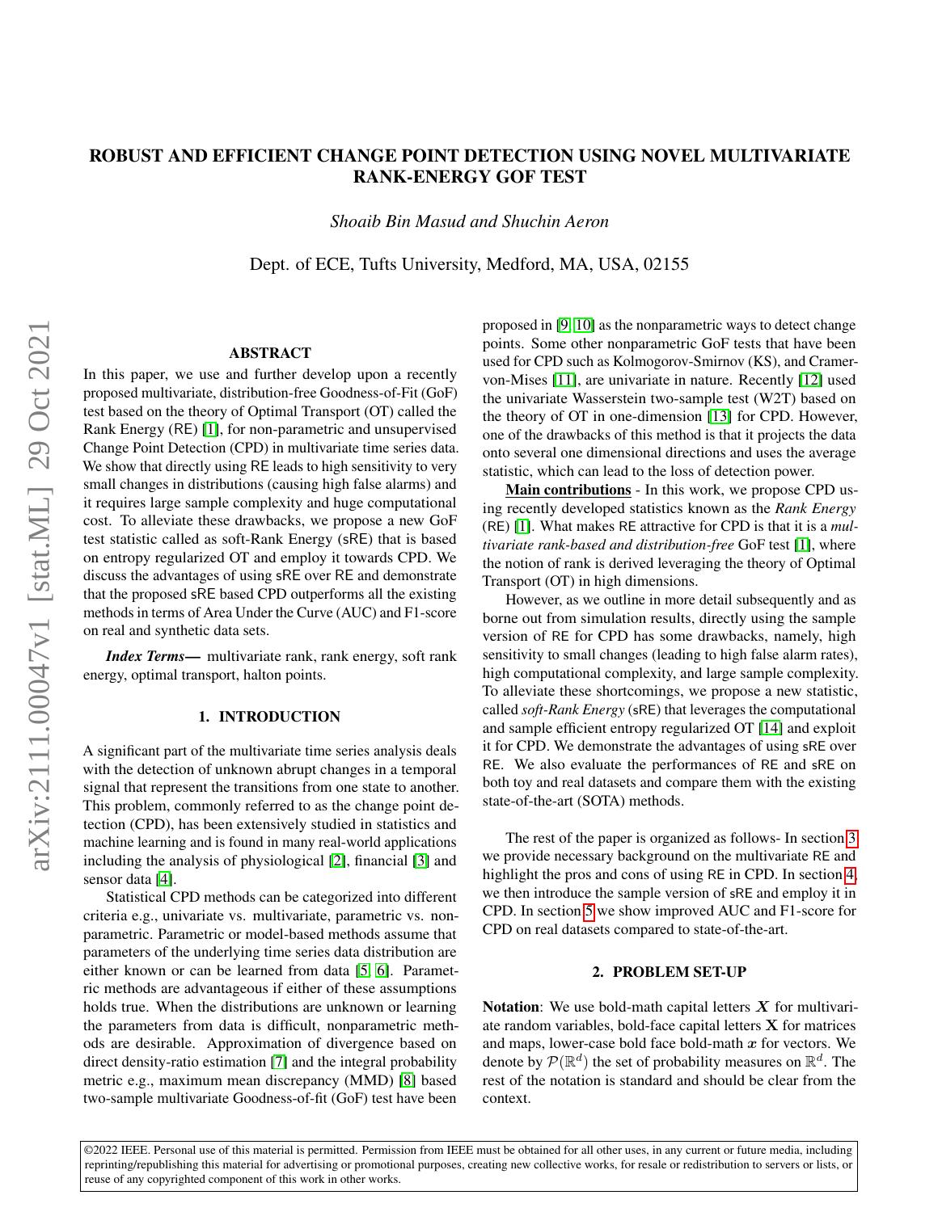# ROBUST AND EFFICIENT CHANGE POINT DETECTION USING NOVEL MULTIVARIATE RANK-ENERGY GOF TEST

*Shoaib Bin Masud and Shuchin Aeron*

Dept. of ECE, Tufts University, Medford, MA, USA, 02155

## ABSTRACT

In this paper, we use and further develop upon a recently proposed multivariate, distribution-free Goodness-of-Fit (GoF) test based on the theory of Optimal Transport (OT) called the Rank Energy (RE) [1], for non-parametric and unsupervised Change Point Detection (CPD) in multivariate time series data. We show that directly using RE leads to high sensitivity to very small changes in distributions (causing high false alarms) and it requires large sample complexity and huge computational cost. To alleviate these drawbacks, we propose a new GoF test statistic called as soft-Rank Energy (sRE) that is based on entropy regularized OT and employ it towards CPD. We discuss the advantages of using sRE over RE and demonstrate that the proposed sRE based CPD outperforms all the existing methods in terms of Area Under the Curve (AUC) and F1-score on real and synthetic data sets.

***Index Terms***— multivariate rank, rank energy, soft rank energy, optimal transport, halton points.

## 1. INTRODUCTION

A significant part of the multivariate time series analysis deals with the detection of unknown abrupt changes in a temporal signal that represent the transitions from one state to another. This problem, commonly referred to as the change point detection (CPD), has been extensively studied in statistics and machine learning and is found in many real-world applications including the analysis of physiological [2], financial [3] and sensor data [4].

Statistical CPD methods can be categorized into different criteria e.g., univariate vs. multivariate, parametric vs. non-parametric. Parametric or model-based methods assume that parameters of the underlying time series data distribution are either known or can be learned from data [5, 6]. Parametric methods are advantageous if either of these assumptions holds true. When the distributions are unknown or learning the parameters from data is difficult, nonparametric methods are desirable. Approximation of divergence based on direct density-ratio estimation [7] and the integral probability metric e.g., maximum mean discrepancy (MMD) [8] based two-sample multivariate Goodness-of-fit (GoF) test have been proposed in [9, 10] as the nonparametric ways to detect change points. Some other nonparametric GoF tests that have been used for CPD such as Kolmogorov-Smirnov (KS), and Cramer-von-Mises [11], are univariate in nature. Recently [12] used the univariate Wasserstein two-sample test (W2T) based on the theory of OT in one-dimension [13] for CPD. However, one of the drawbacks of this method is that it projects the data onto several one dimensional directions and uses the average statistic, which can lead to the loss of detection power.

**Main contributions** - In this work, we propose CPD using recently developed statistics known as the *Rank Energy* (RE) [1]. What makes RE attractive for CPD is that it is a *multivariate rank-based and distribution-free* GoF test [1], where the notion of rank is derived leveraging the theory of Optimal Transport (OT) in high dimensions.

However, as we outline in more detail subsequently and as borne out from simulation results, directly using the sample version of RE for CPD has some drawbacks, namely, high sensitivity to small changes (leading to high false alarm rates), high computational complexity, and large sample complexity. To alleviate these shortcomings, we propose a new statistic, called *soft-Rank Energy* (sRE) that leverages the computational and sample efficient entropy regularized OT [14] and exploit it for CPD. We demonstrate the advantages of using sRE over RE. We also evaluate the performances of RE and sRE on both toy and real datasets and compare them with the existing state-of-the-art (SOTA) methods.

The rest of the paper is organized as follows- In section 3 we provide necessary background on the multivariate RE and highlight the pros and cons of using RE in CPD. In section 4, we then introduce the sample version of sRE and employ it in CPD. In section 5 we show improved AUC and F1-score for CPD on real datasets compared to state-of-the-art.

## 2. PROBLEM SET-UP

**Notation**: We use bold-math capital letters $\boldsymbol{X}$ for multivariate random variables, bold-face capital letters $\mathbf{X}$ for matrices and maps, lower-case bold face bold-math $\boldsymbol{x}$ for vectors. We denote by $\mathcal{P}(\mathbb{R}^d)$ the set of probability measures on $\mathbb{R}^d$. The rest of the notation is standard and should be clear from the context.

©2022 IEEE. Personal use of this material is permitted. Permission from IEEE must be obtained for all other uses, in any current or future media, including reprinting/republishing this material for advertising or promotional purposes, creating new collective works, for resale or redistribution to servers or lists, or reuse of any copyrighted component of this work in other works.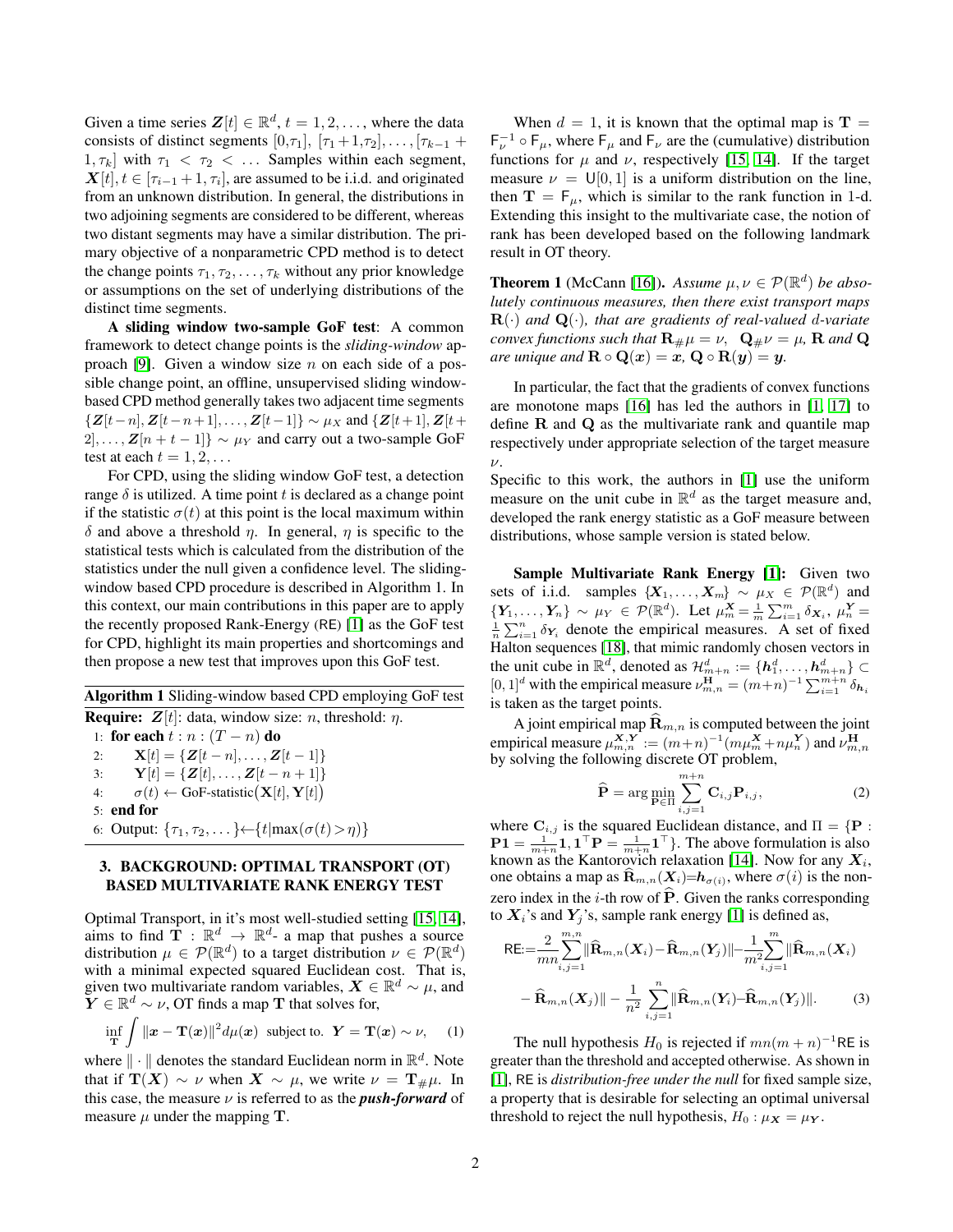Given a time series $\boldsymbol{Z}[t] \in \mathbb{R}^d$, $t = 1, 2, \ldots$, where the data consists of distinct segments $[0,\tau_1]$, $[\tau_1+1,\tau_2], \ldots, [\tau_{k-1}+1, \tau_k]$ with $\tau_1 < \tau_2 < \ldots$ Samples within each segment, $\boldsymbol{X}[t], t \in [\tau_{i-1}+1, \tau_i]$, are assumed to be i.i.d. and originated from an unknown distribution. In general, the distributions in two adjoining segments are considered to be different, whereas two distant segments may have a similar distribution. The primary objective of a nonparametric CPD method is to detect the change points $\tau_1, \tau_2, \ldots, \tau_k$ without any prior knowledge or assumptions on the set of underlying distributions of the distinct time segments.

**A sliding window two-sample GoF test**: A common framework to detect change points is the *sliding-window* approach [9]. Given a window size $n$ on each side of a possible change point, an offline, unsupervised sliding window-based CPD method generally takes two adjacent time segments $\{\boldsymbol{Z}[t-n], \boldsymbol{Z}[t-n+1], \ldots, \boldsymbol{Z}[t-1]\} \sim \mu_X$ and $\{\boldsymbol{Z}[t+1], \boldsymbol{Z}[t+2], \ldots, \boldsymbol{Z}[n+t-1]\} \sim \mu_Y$ and carry out a two-sample GoF test at each $t = 1, 2, \ldots$

For CPD, using the sliding window GoF test, a detection range $\delta$ is utilized. A time point $t$ is declared as a change point if the statistic $\sigma(t)$ at this point is the local maximum within $\delta$ and above a threshold $\eta$. In general, $\eta$ is specific to the statistical tests which is calculated from the distribution of the statistics under the null given a confidence level. The sliding-window based CPD procedure is described in Algorithm 1. In this context, our main contributions in this paper are to apply the recently proposed Rank-Energy (RE) [1] as the GoF test for CPD, highlight its main properties and shortcomings and then propose a new test that improves upon this GoF test.

**Algorithm 1** Sliding-window based CPD employing GoF test

**Require:** $\boldsymbol{Z}[t]$: data, window size: $n$, threshold: $\eta$.

1: **for each** $t : n : (T-n)$ **do**
2: $\quad \mathbf{X}[t] = \{\boldsymbol{Z}[t-n], \ldots, \boldsymbol{Z}[t-1]\}$
3: $\quad \mathbf{Y}[t] = \{\boldsymbol{Z}[t], \ldots, \boldsymbol{Z}[t-n+1]\}$
4: $\quad \sigma(t) \leftarrow$ GoF-statistic$\big(\mathbf{X}[t], \mathbf{Y}[t]\big)$
5: **end for**
6: Output: $\{\tau_1, \tau_2, \ldots\} \leftarrow \{t | \max(\sigma(t) > \eta)\}$

## 3. BACKGROUND: OPTIMAL TRANSPORT (OT) BASED MULTIVARIATE RANK ENERGY TEST

Optimal Transport, in it's most well-studied setting [15, 14], aims to find $\mathbf{T} : \mathbb{R}^d \to \mathbb{R}^d$- a map that pushes a source distribution $\mu \in \mathcal{P}(\mathbb{R}^d)$ to a target distribution $\nu \in \mathcal{P}(\mathbb{R}^d)$ with a minimal expected squared Euclidean cost. That is, given two multivariate random variables, $\boldsymbol{X} \in \mathbb{R}^d \sim \mu$, and $\boldsymbol{Y} \in \mathbb{R}^d \sim \nu$, OT finds a map $\mathbf{T}$ that solves for,

$$\inf_{\mathbf{T}} \int \|\boldsymbol{x} - \mathbf{T}(\boldsymbol{x})\|^2 d\mu(\boldsymbol{x}) \;\; \text{subject to.} \;\; \boldsymbol{Y} = \mathbf{T}(\boldsymbol{x}) \sim \nu, \quad (1)$$

where $\|\cdot\|$ denotes the standard Euclidean norm in $\mathbb{R}^d$. Note that if $\mathbf{T}(\boldsymbol{X}) \sim \nu$ when $\boldsymbol{X} \sim \mu$, we write $\nu = \mathbf{T}_{\#}\mu$. In this case, the measure $\nu$ is referred to as the ***push-forward*** of measure $\mu$ under the mapping $\mathbf{T}$.

When $d = 1$, it is known that the optimal map is $\mathbf{T} = \mathsf{F}_\nu^{-1} \circ \mathsf{F}_\mu$, where $\mathsf{F}_\mu$ and $\mathsf{F}_\nu$ are the (cumulative) distribution functions for $\mu$ and $\nu$, respectively [15, 14]. If the target measure $\nu = \mathsf{U}[0,1]$ is a uniform distribution on the line, then $\mathbf{T} = \mathsf{F}_\mu$, which is similar to the rank function in 1-d. Extending this insight to the multivariate case, the notion of rank has been developed based on the following landmark result in OT theory.

**Theorem 1** (McCann [16]). *Assume $\mu, \nu \in \mathcal{P}(\mathbb{R}^d)$ be absolutely continuous measures, then there exist transport maps $\mathbf{R}(\cdot)$ and $\mathbf{Q}(\cdot)$, that are gradients of real-valued $d$-variate convex functions such that $\mathbf{R}_{\#}\mu = \nu$, $\mathbf{Q}_{\#}\nu = \mu$, $\mathbf{R}$ and $\mathbf{Q}$ are unique and $\mathbf{R} \circ \mathbf{Q}(\boldsymbol{x}) = \boldsymbol{x}$, $\mathbf{Q} \circ \mathbf{R}(\boldsymbol{y}) = \boldsymbol{y}$.*

In particular, the fact that the gradients of convex functions are monotone maps [16] has led the authors in [1, 17] to define $\mathbf{R}$ and $\mathbf{Q}$ as the multivariate rank and quantile map respectively under appropriate selection of the target measure $\nu$.

Specific to this work, the authors in [1] use the uniform measure on the unit cube in $\mathbb{R}^d$ as the target measure and, developed the rank energy statistic as a GoF measure between distributions, whose sample version is stated below.

**Sample Multivariate Rank Energy [1]:** Given two sets of i.i.d. samples $\{\boldsymbol{X}_1, \ldots, \boldsymbol{X}_m\} \sim \mu_X \in \mathcal{P}(\mathbb{R}^d)$ and $\{\boldsymbol{Y}_1, \ldots, \boldsymbol{Y}_n\} \sim \mu_Y \in \mathcal{P}(\mathbb{R}^d)$. Let $\mu_m^{\boldsymbol{X}} = \frac{1}{m}\sum_{i=1}^m \delta_{\boldsymbol{X}_i}$, $\mu_n^{\boldsymbol{Y}} = \frac{1}{n}\sum_{i=1}^n \delta_{\boldsymbol{Y}_i}$ denote the empirical measures. A set of fixed Halton sequences [18], that mimic randomly chosen vectors in the unit cube in $\mathbb{R}^d$, denoted as $\mathcal{H}_{m+n}^d := \{\boldsymbol{h}_1^d, \ldots, \boldsymbol{h}_{m+n}^d\} \subset [0,1]^d$ with the empirical measure $\nu_{m,n}^{\mathbf{H}} = (m+n)^{-1}\sum_{i=1}^{m+n} \delta_{\boldsymbol{h}_i}$ is taken as the target points.

A joint empirical map $\widehat{\mathbf{R}}_{m,n}$ is computed between the joint empirical measure $\mu_{m,n}^{\boldsymbol{X},\boldsymbol{Y}} := (m+n)^{-1}(m\mu_m^{\boldsymbol{X}} + n\mu_n^{\boldsymbol{Y}})$ and $\nu_{m,n}^{\mathbf{H}}$ by solving the following discrete OT problem,

$$\widehat{\mathbf{P}} = \arg\min_{\mathbf{P} \in \Pi} \sum_{i,j=1}^{m+n} \mathbf{C}_{i,j} \mathbf{P}_{i,j}, \quad (2)$$

where $\mathbf{C}_{i,j}$ is the squared Euclidean distance, and $\Pi = \{\mathbf{P} : \mathbf{P}\mathbf{1} = \frac{1}{m+n}\mathbf{1}, \mathbf{1}^\top\mathbf{P} = \frac{1}{m+n}\mathbf{1}^\top\}$. The above formulation is also known as the Kantorovich relaxation [14]. Now for any $\boldsymbol{X}_i$, one obtains a map as $\widehat{\mathbf{R}}_{m,n}(\boldsymbol{X}_i) = \boldsymbol{h}_{\sigma(i)}$, where $\sigma(i)$ is the non-zero index in the $i$-th row of $\widehat{\mathbf{P}}$. Given the ranks corresponding to $\boldsymbol{X}_i$'s and $\boldsymbol{Y}_j$'s, sample rank energy [1] is defined as,

$$\mathsf{RE} := \frac{2}{mn}\sum_{i,j=1}^{m,n} \|\widehat{\mathbf{R}}_{m,n}(\boldsymbol{X}_i) - \widehat{\mathbf{R}}_{m,n}(\boldsymbol{Y}_j)\| - \frac{1}{m^2}\sum_{i,j=1}^{m} \|\widehat{\mathbf{R}}_{m,n}(\boldsymbol{X}_i) - \widehat{\mathbf{R}}_{m,n}(\boldsymbol{X}_j)\| - \frac{1}{n^2}\sum_{i,j=1}^{n} \|\widehat{\mathbf{R}}_{m,n}(\boldsymbol{Y}_i) - \widehat{\mathbf{R}}_{m,n}(\boldsymbol{Y}_j)\|. \quad (3)$$

The null hypothesis $H_0$ is rejected if $mn(m+n)^{-1}\mathsf{RE}$ is greater than the threshold and accepted otherwise. As shown in [1], RE is *distribution-free under the null* for fixed sample size, a property that is desirable for selecting an optimal universal threshold to reject the null hypothesis, $H_0 : \mu_{\boldsymbol{X}} = \mu_{\boldsymbol{Y}}$.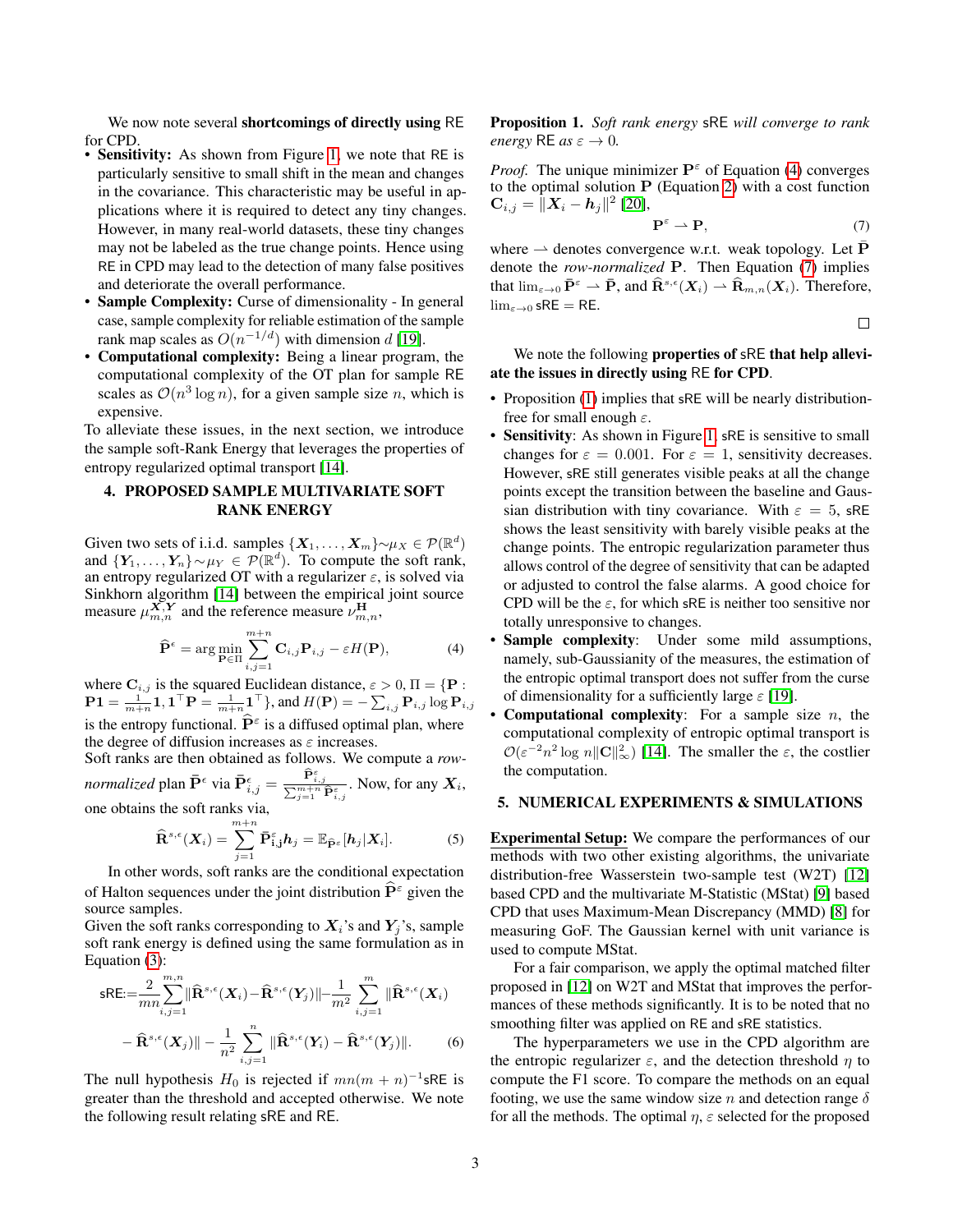We now note several **shortcomings of directly using** RE for CPD.

- **Sensitivity:** As shown from Figure [1], we note that RE is particularly sensitive to small shift in the mean and changes in the covariance. This characteristic may be useful in applications where it is required to detect any tiny changes. However, in many real-world datasets, these tiny changes may not be labeled as the true change points. Hence using RE in CPD may lead to the detection of many false positives and deteriorate the overall performance.
- **Sample Complexity:** Curse of dimensionality - In general case, sample complexity for reliable estimation of the sample rank map scales as $O(n^{-1/d})$ with dimension $d$ [19].
- **Computational complexity:** Being a linear program, the computational complexity of the OT plan for sample RE scales as $\mathcal{O}(n^3 \log n)$, for a given sample size $n$, which is expensive.

To alleviate these issues, in the next section, we introduce the sample soft-Rank Energy that leverages the properties of entropy regularized optimal transport [14].

## 4. PROPOSED SAMPLE MULTIVARIATE SOFT RANK ENERGY

Given two sets of i.i.d. samples $\{\boldsymbol{X}_1, \ldots, \boldsymbol{X}_m\} \sim \mu_X \in \mathcal{P}(\mathbb{R}^d)$ and $\{\boldsymbol{Y}_1, \ldots, \boldsymbol{Y}_n\} \sim \mu_Y \in \mathcal{P}(\mathbb{R}^d)$. To compute the soft rank, an entropy regularized OT with a regularizer $\varepsilon$, is solved via Sinkhorn algorithm [14] between the empirical joint source measure $\mu_{m,n}^{\boldsymbol{X},\boldsymbol{Y}}$ and the reference measure $\nu_{m,n}^{\mathbf{H}}$,

$$\widehat{\mathbf{P}}^{\epsilon} = \arg\min_{\mathbf{P} \in \Pi} \sum_{i,j=1}^{m+n} \mathbf{C}_{i,j}\mathbf{P}_{i,j} - \varepsilon H(\mathbf{P}), \tag{4}$$

where $\mathbf{C}_{i,j}$ is the squared Euclidean distance, $\varepsilon > 0$, $\Pi = \{\mathbf{P} : \mathbf{P}\mathbf{1} = \frac{1}{m+n}\mathbf{1}, \mathbf{1}^\top \mathbf{P} = \frac{1}{m+n}\mathbf{1}^\top\}$, and $H(\mathbf{P}) = -\sum_{i,j} \mathbf{P}_{i,j} \log \mathbf{P}_{i,j}$ is the entropy functional. $\widehat{\mathbf{P}}^{\varepsilon}$ is a diffused optimal plan, where the degree of diffusion increases as $\varepsilon$ increases.

Soft ranks are then obtained as follows. We compute a *row-normalized* plan $\bar{\mathbf{P}}^{\epsilon}$ via $\bar{\mathbf{P}}^{\epsilon}_{i,j} = \frac{\widehat{\mathbf{P}}^{\varepsilon}_{i,j}}{\sum_{j=1}^{m+n} \widehat{\mathbf{P}}^{\varepsilon}_{i,j}}$. Now, for any $\boldsymbol{X}_i$, one obtains the soft ranks via,

$$\widehat{\mathbf{R}}^{s,\epsilon}(\boldsymbol{X}_i) = \sum_{j=1}^{m+n} \bar{\mathbf{P}}^{\varepsilon}_{\mathbf{i},\mathbf{j}} \boldsymbol{h}_j = \mathbb{E}_{\widehat{\mathbf{P}}^{\varepsilon}}[\boldsymbol{h}_j | \boldsymbol{X}_i]. \tag{5}$$

In other words, soft ranks are the conditional expectation of Halton sequences under the joint distribution $\widehat{\mathbf{P}}^{\varepsilon}$ given the source samples.

Given the soft ranks corresponding to $\boldsymbol{X}_i$'s and $\boldsymbol{Y}_j$'s, sample soft rank energy is defined using the same formulation as in Equation (3):

$$\begin{aligned}\mathsf{sRE} := &\frac{2}{mn}\sum_{i,j=1}^{m,n} \|\widehat{\mathbf{R}}^{s,\epsilon}(\boldsymbol{X}_i) - \widehat{\mathbf{R}}^{s,\epsilon}(\boldsymbol{Y}_j)\| - \frac{1}{m^2}\sum_{i,j=1}^{m} \|\widehat{\mathbf{R}}^{s,\epsilon}(\boldsymbol{X}_i) \\ &- \widehat{\mathbf{R}}^{s,\epsilon}(\boldsymbol{X}_j)\| - \frac{1}{n^2}\sum_{i,j=1}^{n} \|\widehat{\mathbf{R}}^{s,\epsilon}(\boldsymbol{Y}_i) - \widehat{\mathbf{R}}^{s,\epsilon}(\boldsymbol{Y}_j)\|. \end{aligned} \tag{6}$$

The null hypothesis $H_0$ is rejected if $mn(m+n)^{-1}\mathsf{sRE}$ is greater than the threshold and accepted otherwise. We note the following result relating sRE and RE.

**Proposition 1.** *Soft rank energy* sRE *will converge to rank energy* RE *as* $\varepsilon \to 0$.

*Proof.* The unique minimizer $\mathbf{P}^{\varepsilon}$ of Equation (4) converges to the optimal solution $\mathbf{P}$ (Equation 2) with a cost function $\mathbf{C}_{i,j} = \|\boldsymbol{X}_i - \boldsymbol{h}_j\|^2$ [20],

$$\mathbf{P}^{\varepsilon} \rightharpoonup \mathbf{P}, \tag{7}$$

where $\rightharpoonup$ denotes convergence w.r.t. weak topology. Let $\bar{\mathbf{P}}$ denote the *row-normalized* $\mathbf{P}$. Then Equation (7) implies that $\lim_{\varepsilon \to 0} \bar{\mathbf{P}}^{\varepsilon} \rightharpoonup \bar{\mathbf{P}}$, and $\widehat{\mathbf{R}}^{s,\epsilon}(\boldsymbol{X}_i) \rightharpoonup \widehat{\mathbf{R}}_{m,n}(\boldsymbol{X}_i)$. Therefore, $\lim_{\varepsilon \to 0} \mathsf{sRE} = \mathsf{RE}$.

□

We note the following **properties of** sRE **that help alleviate the issues in directly using** RE **for CPD**.

- Proposition (1) implies that sRE will be nearly distribution-free for small enough $\varepsilon$.
- **Sensitivity**: As shown in Figure [1], sRE is sensitive to small changes for $\varepsilon = 0.001$. For $\varepsilon = 1$, sensitivity decreases. However, sRE still generates visible peaks at all the change points except the transition between the baseline and Gaussian distribution with tiny covariance. With $\varepsilon = 5$, sRE shows the least sensitivity with barely visible peaks at the change points. The entropic regularization parameter thus allows control of the degree of sensitivity that can be adapted or adjusted to control the false alarms. A good choice for CPD will be the $\varepsilon$, for which sRE is neither too sensitive nor totally unresponsive to changes.
- **Sample complexity**: Under some mild assumptions, namely, sub-Gaussianity of the measures, the estimation of the entropic optimal transport does not suffer from the curse of dimensionality for a sufficiently large $\varepsilon$ [19].
- **Computational complexity**: For a sample size $n$, the computational complexity of entropic optimal transport is $\mathcal{O}(\varepsilon^{-2} n^2 \log n \|\mathbf{C}\|^2_{\infty})$ [14]. The smaller the $\varepsilon$, the costlier the computation.

## 5. NUMERICAL EXPERIMENTS & SIMULATIONS

**Experimental Setup:** We compare the performances of our methods with two other existing algorithms, the univariate distribution-free Wasserstein two-sample test (W2T) [12] based CPD and the multivariate M-Statistic (MStat) [9] based CPD that uses Maximum-Mean Discrepancy (MMD) [8] for measuring GoF. The Gaussian kernel with unit variance is used to compute MStat.

For a fair comparison, we apply the optimal matched filter proposed in [12] on W2T and MStat that improves the performances of these methods significantly. It is to be noted that no smoothing filter was applied on RE and sRE statistics.

The hyperparameters we use in the CPD algorithm are the entropic regularizer $\varepsilon$, and the detection threshold $\eta$ to compute the F1 score. To compare the methods on an equal footing, we use the same window size $n$ and detection range $\delta$ for all the methods. The optimal $\eta$, $\varepsilon$ selected for the proposed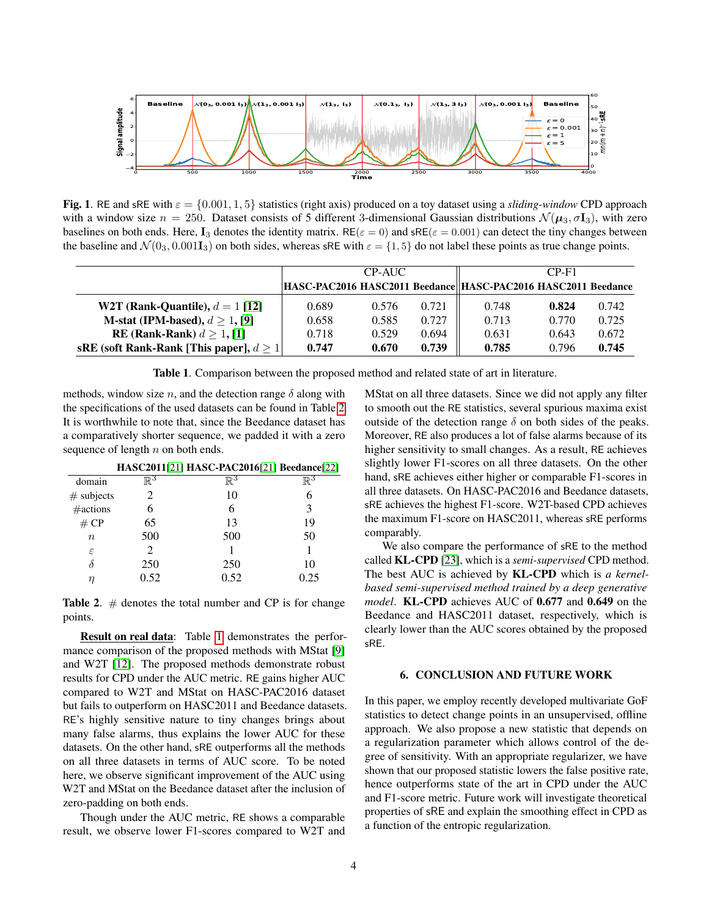**Fig. 1**. RE and sRE with $\varepsilon = \{0.001, 1, 5\}$ statistics (right axis) produced on a toy dataset using a *sliding-window* CPD approach with a window size $n = 250$. Dataset consists of 5 different 3-dimensional Gaussian distributions $\mathcal{N}(\boldsymbol{\mu}_3, \sigma \mathbf{I}_3)$, with zero baselines on both ends. Here, $\mathbf{I}_3$ denotes the identity matrix. RE($\varepsilon = 0$) and sRE($\varepsilon = 0.001$) can detect the tiny changes between the baseline and $\mathcal{N}(0_3, 0.001\mathbf{I}_3)$ on both sides, whereas sRE with $\varepsilon = \{1, 5\}$ do not label these points as true change points.

| | CP-AUC | | | CP-F1 | | |
|---|---|---|---|---|---|---|
| | **HASC-PAC2016** | **HASC2011** | **Beedance** | **HASC-PAC2016** | **HASC2011** | **Beedance** |
| **W2T (Rank-Quantile), $d = 1$ [12]** | 0.689 | 0.576 | 0.721 | 0.748 | **0.824** | 0.742 |
| **M-stat (IPM-based), $d \geq 1$, [9]** | 0.658 | 0.585 | 0.727 | 0.713 | 0.770 | 0.725 |
| **RE (Rank-Rank) $d \geq 1$, [1]** | 0.718 | 0.529 | 0.694 | 0.631 | 0.643 | 0.672 |
| **sRE (soft Rank-Rank [This paper], $d \geq 1$** | **0.747** | **0.670** | **0.739** | **0.785** | 0.796 | **0.745** |

**Table 1**. Comparison between the proposed method and related state of art in literature.

methods, window size $n$, and the detection range $\delta$ along with the specifications of the used datasets can be found in Table 2. It is worthwhile to note that, since the Beedance dataset has a comparatively shorter sequence, we padded it with a zero sequence of length $n$ on both ends.

| | **HASC2011[21]** | **HASC-PAC2016[21]** | **Beedance[22]** |
|---|---|---|---|
| domain | $\mathbb{R}^3$ | $\mathbb{R}^3$ | $\mathbb{R}^3$ |
| # subjects | 2 | 10 | 6 |
| #actions | 6 | 6 | 3 |
| # CP | 65 | 13 | 19 |
| $n$ | 500 | 500 | 50 |
| $\varepsilon$ | 2 | 1 | 1 |
| $\delta$ | 250 | 250 | 10 |
| $\eta$ | 0.52 | 0.52 | 0.25 |

**Table 2**. # denotes the total number and CP is for change points.

**Result on real data**: Table 1 demonstrates the performance comparison of the proposed methods with MStat [9] and W2T [12]. The proposed methods demonstrate robust results for CPD under the AUC metric. RE gains higher AUC compared to W2T and MStat on HASC-PAC2016 dataset but fails to outperform on HASC2011 and Beedance datasets. RE's highly sensitive nature to tiny changes brings about many false alarms, thus explains the lower AUC for these datasets. On the other hand, sRE outperforms all the methods on all three datasets in terms of AUC score. To be noted here, we observe significant improvement of the AUC using W2T and MStat on the Beedance dataset after the inclusion of zero-padding on both ends.

Though under the AUC metric, RE shows a comparable result, we observe lower F1-scores compared to W2T and MStat on all three datasets. Since we did not apply any filter to smooth out the RE statistics, several spurious maxima exist outside of the detection range $\delta$ on both sides of the peaks. Moreover, RE also produces a lot of false alarms because of its higher sensitivity to small changes. As a result, RE achieves slightly lower F1-scores on all three datasets. On the other hand, sRE achieves either higher or comparable F1-scores in all three datasets. On HASC-PAC2016 and Beedance datasets, sRE achieves the highest F1-score. W2T-based CPD achieves the maximum F1-score on HASC2011, whereas sRE performs comparably.

We also compare the performance of sRE to the method called **KL-CPD** [23], which is a *semi-supervised* CPD method. The best AUC is achieved by **KL-CPD** which is *a kernel-based semi-supervised method trained by a deep generative model*. **KL-CPD** achieves AUC of **0.677** and **0.649** on the Beedance and HASC2011 dataset, respectively, which is clearly lower than the AUC scores obtained by the proposed sRE.

## 6. CONCLUSION AND FUTURE WORK

In this paper, we employ recently developed multivariate GoF statistics to detect change points in an unsupervised, offline approach. We also propose a new statistic that depends on a regularization parameter which allows control of the degree of sensitivity. With an appropriate regularizer, we have shown that our proposed statistic lowers the false positive rate, hence outperforms state of the art in CPD under the AUC and F1-score metric. Future work will investigate theoretical properties of sRE and explain the smoothing effect in CPD as a function of the entropic regularization.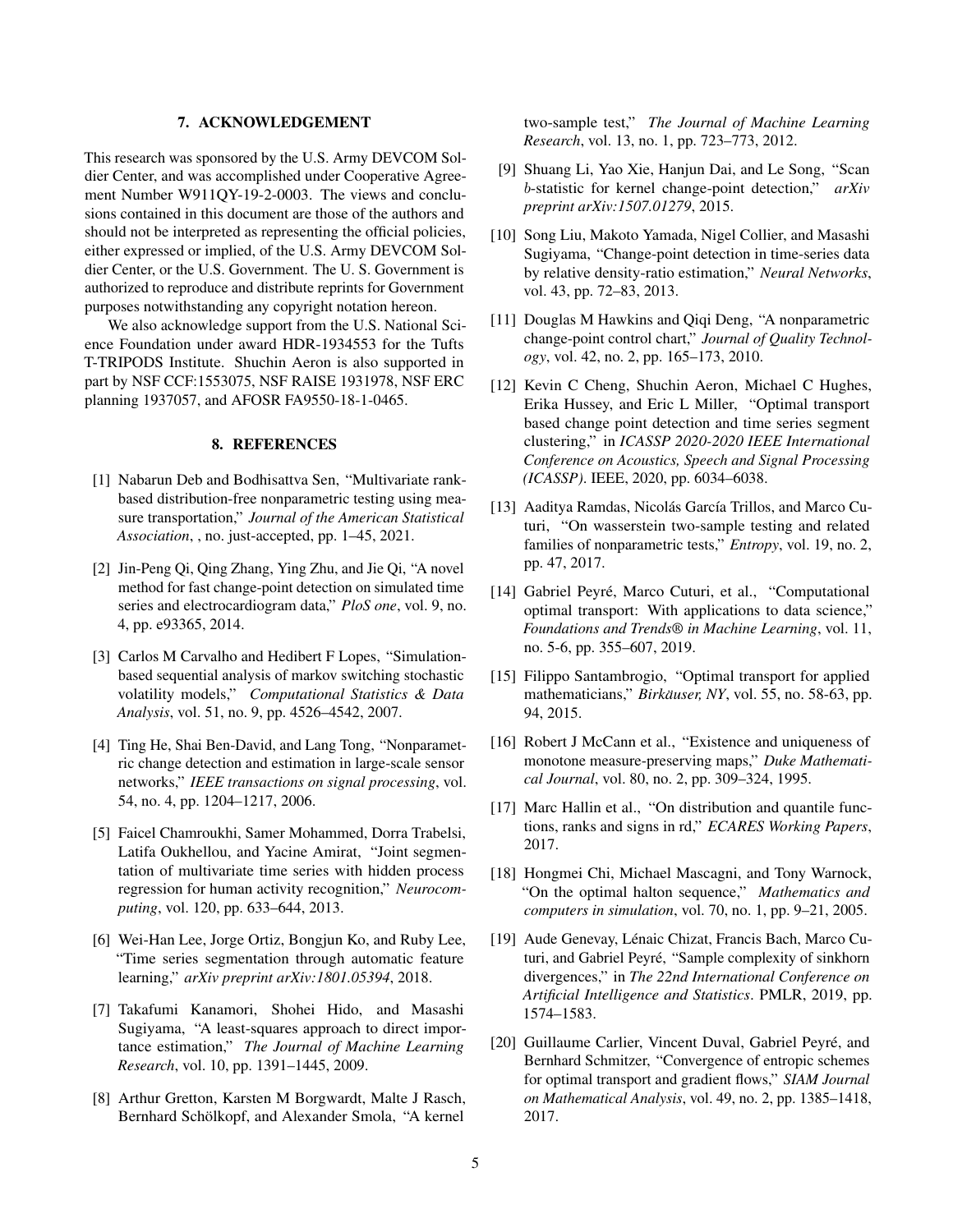## 7. ACKNOWLEDGEMENT

This research was sponsored by the U.S. Army DEVCOM Soldier Center, and was accomplished under Cooperative Agreement Number W911QY-19-2-0003. The views and conclusions contained in this document are those of the authors and should not be interpreted as representing the official policies, either expressed or implied, of the U.S. Army DEVCOM Soldier Center, or the U.S. Government. The U. S. Government is authorized to reproduce and distribute reprints for Government purposes notwithstanding any copyright notation hereon.

We also acknowledge support from the U.S. National Science Foundation under award HDR-1934553 for the Tufts T-TRIPODS Institute. Shuchin Aeron is also supported in part by NSF CCF:1553075, NSF RAISE 1931978, NSF ERC planning 1937057, and AFOSR FA9550-18-1-0465.

## 8. REFERENCES

[1] Nabarun Deb and Bodhisattva Sen, "Multivariate rank-based distribution-free nonparametric testing using measure transportation," *Journal of the American Statistical Association*, , no. just-accepted, pp. 1–45, 2021.

[2] Jin-Peng Qi, Qing Zhang, Ying Zhu, and Jie Qi, "A novel method for fast change-point detection on simulated time series and electrocardiogram data," *PloS one*, vol. 9, no. 4, pp. e93365, 2014.

[3] Carlos M Carvalho and Hedibert F Lopes, "Simulation-based sequential analysis of markov switching stochastic volatility models," *Computational Statistics & Data Analysis*, vol. 51, no. 9, pp. 4526–4542, 2007.

[4] Ting He, Shai Ben-David, and Lang Tong, "Nonparametric change detection and estimation in large-scale sensor networks," *IEEE transactions on signal processing*, vol. 54, no. 4, pp. 1204–1217, 2006.

[5] Faicel Chamroukhi, Samer Mohammed, Dorra Trabelsi, Latifa Oukhellou, and Yacine Amirat, "Joint segmentation of multivariate time series with hidden process regression for human activity recognition," *Neurocomputing*, vol. 120, pp. 633–644, 2013.

[6] Wei-Han Lee, Jorge Ortiz, Bongjun Ko, and Ruby Lee, "Time series segmentation through automatic feature learning," *arXiv preprint arXiv:1801.05394*, 2018.

[7] Takafumi Kanamori, Shohei Hido, and Masashi Sugiyama, "A least-squares approach to direct importance estimation," *The Journal of Machine Learning Research*, vol. 10, pp. 1391–1445, 2009.

[8] Arthur Gretton, Karsten M Borgwardt, Malte J Rasch, Bernhard Schölkopf, and Alexander Smola, "A kernel two-sample test," *The Journal of Machine Learning Research*, vol. 13, no. 1, pp. 723–773, 2012.

[9] Shuang Li, Yao Xie, Hanjun Dai, and Le Song, "Scan $b$-statistic for kernel change-point detection," *arXiv preprint arXiv:1507.01279*, 2015.

[10] Song Liu, Makoto Yamada, Nigel Collier, and Masashi Sugiyama, "Change-point detection in time-series data by relative density-ratio estimation," *Neural Networks*, vol. 43, pp. 72–83, 2013.

[11] Douglas M Hawkins and Qiqi Deng, "A nonparametric change-point control chart," *Journal of Quality Technology*, vol. 42, no. 2, pp. 165–173, 2010.

[12] Kevin C Cheng, Shuchin Aeron, Michael C Hughes, Erika Hussey, and Eric L Miller, "Optimal transport based change point detection and time series segment clustering," in *ICASSP 2020-2020 IEEE International Conference on Acoustics, Speech and Signal Processing (ICASSP)*. IEEE, 2020, pp. 6034–6038.

[13] Aaditya Ramdas, Nicolás García Trillos, and Marco Cuturi, "On wasserstein two-sample testing and related families of nonparametric tests," *Entropy*, vol. 19, no. 2, pp. 47, 2017.

[14] Gabriel Peyré, Marco Cuturi, et al., "Computational optimal transport: With applications to data science," *Foundations and Trends® in Machine Learning*, vol. 11, no. 5-6, pp. 355–607, 2019.

[15] Filippo Santambrogio, "Optimal transport for applied mathematicians," *Birkäuser, NY*, vol. 55, no. 58-63, pp. 94, 2015.

[16] Robert J McCann et al., "Existence and uniqueness of monotone measure-preserving maps," *Duke Mathematical Journal*, vol. 80, no. 2, pp. 309–324, 1995.

[17] Marc Hallin et al., "On distribution and quantile functions, ranks and signs in rd," *ECARES Working Papers*, 2017.

[18] Hongmei Chi, Michael Mascagni, and Tony Warnock, "On the optimal halton sequence," *Mathematics and computers in simulation*, vol. 70, no. 1, pp. 9–21, 2005.

[19] Aude Genevay, Lénaic Chizat, Francis Bach, Marco Cuturi, and Gabriel Peyré, "Sample complexity of sinkhorn divergences," in *The 22nd International Conference on Artificial Intelligence and Statistics*. PMLR, 2019, pp. 1574–1583.

[20] Guillaume Carlier, Vincent Duval, Gabriel Peyré, and Bernhard Schmitzer, "Convergence of entropic schemes for optimal transport and gradient flows," *SIAM Journal on Mathematical Analysis*, vol. 49, no. 2, pp. 1385–1418, 2017.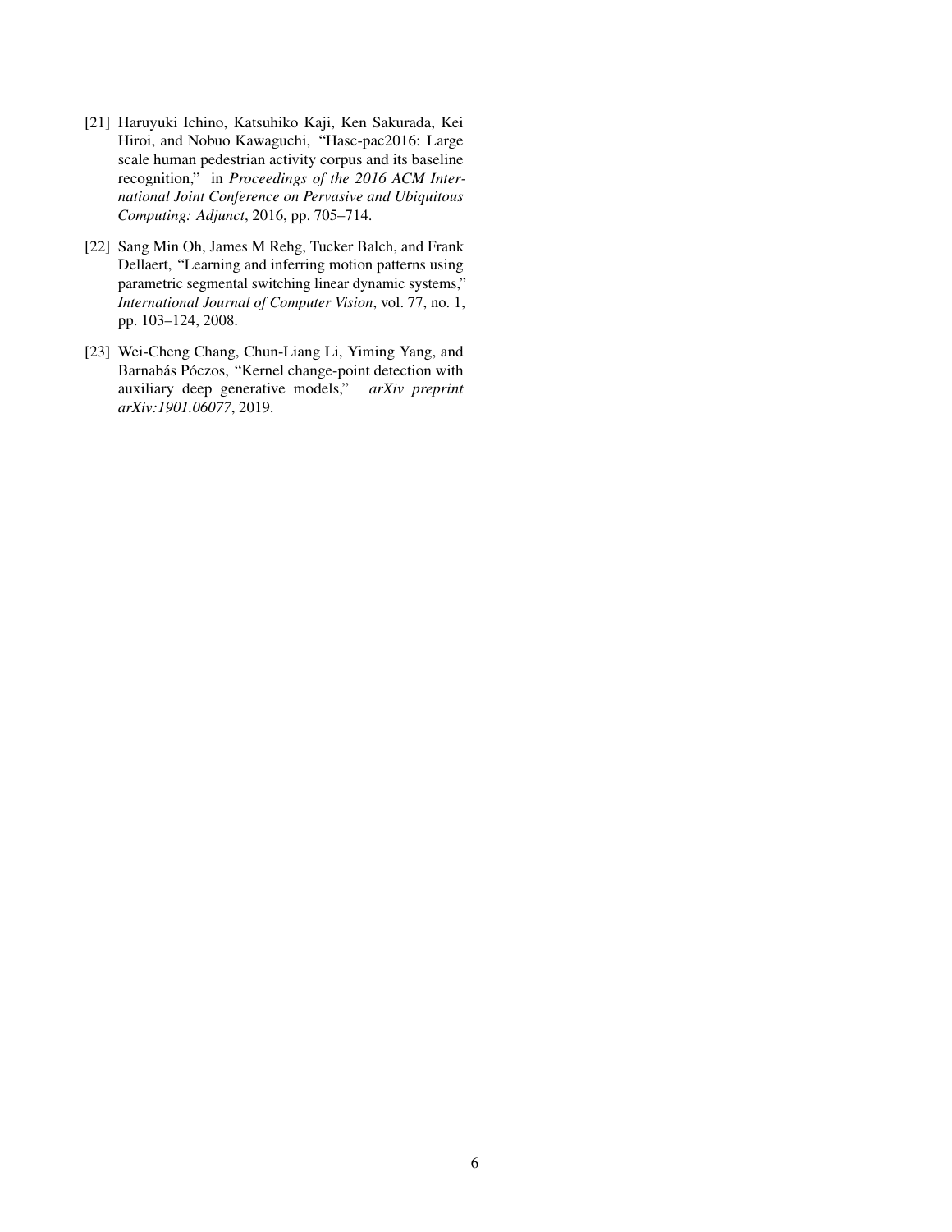[21] Haruyuki Ichino, Katsuhiko Kaji, Ken Sakurada, Kei Hiroi, and Nobuo Kawaguchi, "Hasc-pac2016: Large scale human pedestrian activity corpus and its baseline recognition," in *Proceedings of the 2016 ACM International Joint Conference on Pervasive and Ubiquitous Computing: Adjunct*, 2016, pp. 705–714.

[22] Sang Min Oh, James M Rehg, Tucker Balch, and Frank Dellaert, "Learning and inferring motion patterns using parametric segmental switching linear dynamic systems," *International Journal of Computer Vision*, vol. 77, no. 1, pp. 103–124, 2008.

[23] Wei-Cheng Chang, Chun-Liang Li, Yiming Yang, and Barnabás Póczos, "Kernel change-point detection with auxiliary deep generative models," *arXiv preprint arXiv:1901.06077*, 2019.